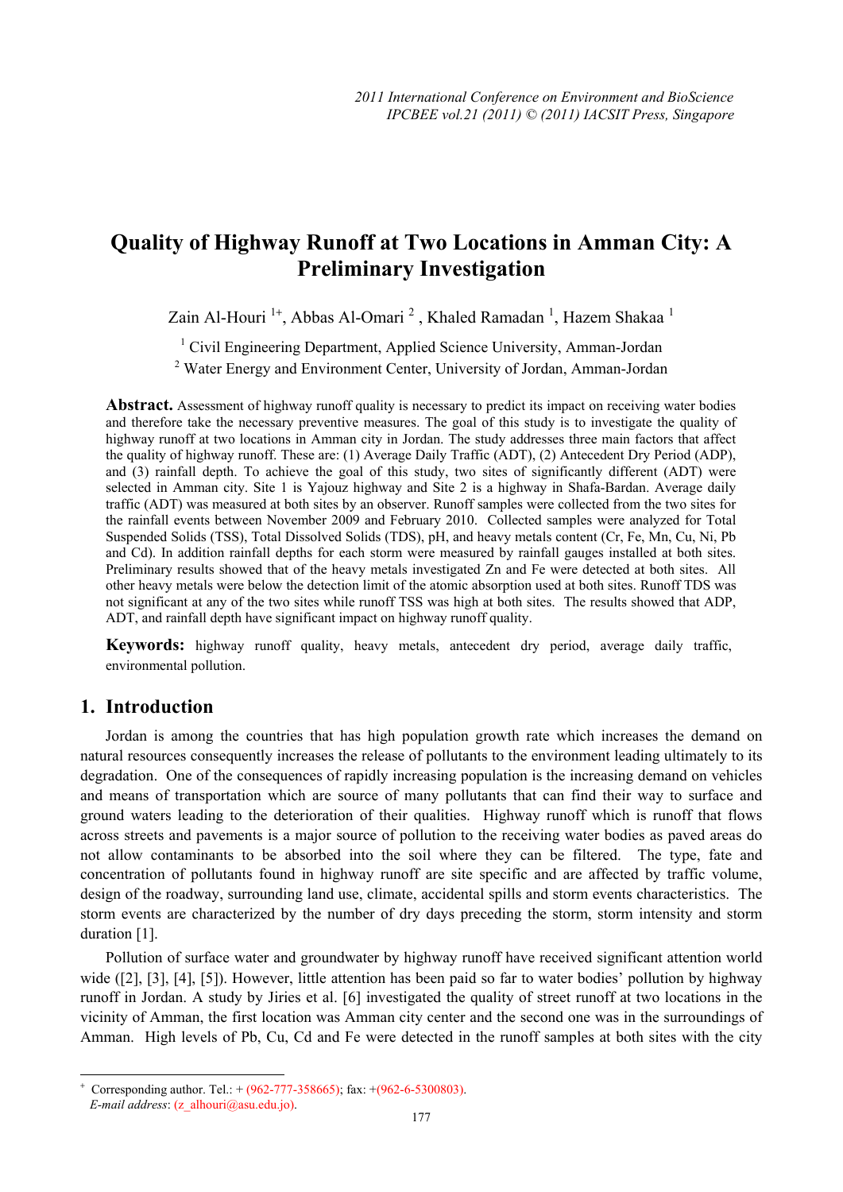# Quality of Highway Runoff at Two Locations in Amman City: A Preliminary Investigation

Zain Al-Houri [1+], Abbas Al-Omari [2], Khaled Ramadan [1], Hazem Shakaa [1]

[1] Civil Engineering Department, Applied Science University, Amman-Jordan

[2] Water Energy and Environment Center, University of Jordan, Amman-Jordan

**Abstract.** Assessment of highway runoff quality is necessary to predict its impact on receiving water bodies and therefore take the necessary preventive measures. The goal of this study is to investigate the quality of highway runoff at two locations in Amman city in Jordan. The study addresses three main factors that affect the quality of highway runoff. These are: (1) Average Daily Traffic (ADT), (2) Antecedent Dry Period (ADP), and (3) rainfall depth. To achieve the goal of this study, two sites of significantly different (ADT) were selected in Amman city. Site 1 is Yajouz highway and Site 2 is a highway in Shafa-Bardan. Average daily traffic (ADT) was measured at both sites by an observer. Runoff samples were collected from the two sites for the rainfall events between November 2009 and February 2010. Collected samples were analyzed for Total Suspended Solids (TSS), Total Dissolved Solids (TDS), pH, and heavy metals content (Cr, Fe, Mn, Cu, Ni, Pb and Cd). In addition rainfall depths for each storm were measured by rainfall gauges installed at both sites. Preliminary results showed that of the heavy metals investigated Zn and Fe were detected at both sites. All other heavy metals were below the detection limit of the atomic absorption used at both sites. Runoff TDS was not significant at any of the two sites while runoff TSS was high at both sites. The results showed that ADP, ADT, and rainfall depth have significant impact on highway runoff quality.

**Keywords:** highway runoff quality, heavy metals, antecedent dry period, average daily traffic, environmental pollution.

## 1. Introduction

Jordan is among the countries that has high population growth rate which increases the demand on natural resources consequently increases the release of pollutants to the environment leading ultimately to its degradation. One of the consequences of rapidly increasing population is the increasing demand on vehicles and means of transportation which are source of many pollutants that can find their way to surface and ground waters leading to the deterioration of their qualities. Highway runoff which is runoff that flows across streets and pavements is a major source of pollution to the receiving water bodies as paved areas do not allow contaminants to be absorbed into the soil where they can be filtered. The type, fate and concentration of pollutants found in highway runoff are site specific and are affected by traffic volume, design of the roadway, surrounding land use, climate, accidental spills and storm events characteristics. The storm events are characterized by the number of dry days preceding the storm, storm intensity and storm duration [1].

Pollution of surface water and groundwater by highway runoff have received significant attention world wide ([2], [3], [4], [5]). However, little attention has been paid so far to water bodies' pollution by highway runoff in Jordan. A study by Jiries et al. [6] investigated the quality of street runoff at two locations in the vicinity of Amman, the first location was Amman city center and the second one was in the surroundings of Amman. High levels of Pb, Cu, Cd and Fe were detected in the runoff samples at both sites with the city

[+] Corresponding author. Tel.: + (962-777-358665); fax: +(962-6-5300803).
*E-mail address*: (z_alhouri@asu.edu.jo).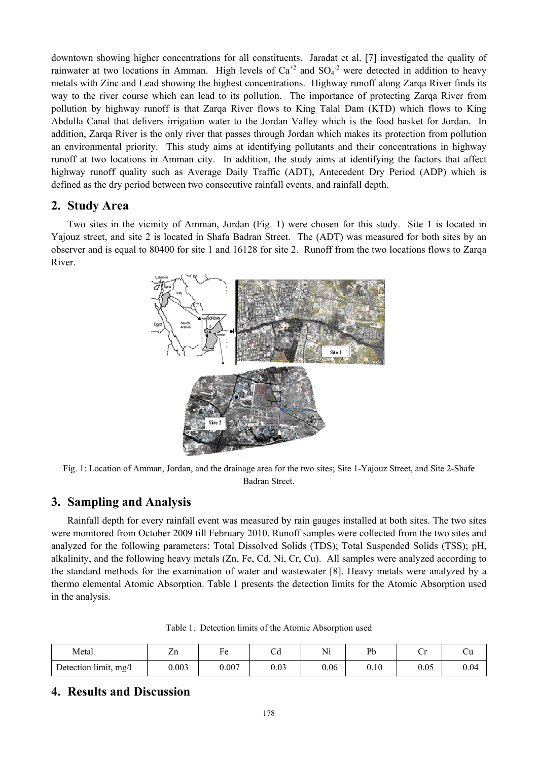downtown showing higher concentrations for all constituents. Jaradat et al. [7] investigated the quality of rainwater at two locations in Amman. High levels of $Ca^{+2}$ and $SO_4^{-2}$ were detected in addition to heavy metals with Zinc and Lead showing the highest concentrations. Highway runoff along Zarqa River finds its way to the river course which can lead to its pollution. The importance of protecting Zarqa River from pollution by highway runoff is that Zarqa River flows to King Talal Dam (KTD) which flows to King Abdulla Canal that delivers irrigation water to the Jordan Valley which is the food basket for Jordan. In addition, Zarqa River is the only river that passes through Jordan which makes its protection from pollution an environmental priority. This study aims at identifying pollutants and their concentrations in highway runoff at two locations in Amman city. In addition, the study aims at identifying the factors that affect highway runoff quality such as Average Daily Traffic (ADT), Antecedent Dry Period (ADP) which is defined as the dry period between two consecutive rainfall events, and rainfall depth.

## 2. Study Area

Two sites in the vicinity of Amman, Jordan (Fig. 1) were chosen for this study. Site 1 is located in Yajouz street, and site 2 is located in Shafa Badran Street. The (ADT) was measured for both sites by an observer and is equal to 80400 for site 1 and 16128 for site 2. Runoff from the two locations flows to Zarqa River.

Fig. 1: Location of Amman, Jordan, and the drainage area for the two sites; Site 1-Yajouz Street, and Site 2-Shafe Badran Street.

## 3. Sampling and Analysis

Rainfall depth for every rainfall event was measured by rain gauges installed at both sites. The two sites were monitored from October 2009 till February 2010. Runoff samples were collected from the two sites and analyzed for the following parameters: Total Dissolved Solids (TDS); Total Suspended Solids (TSS); pH, alkalinity, and the following heavy metals (Zn, Fe, Cd, Ni, Cr, Cu). All samples were analyzed according to the standard methods for the examination of water and wastewater [8]. Heavy metals were analyzed by a thermo elemental Atomic Absorption. Table 1 presents the detection limits for the Atomic Absorption used in the analysis.

Table 1. Detection limits of the Atomic Absorption used

| Metal | Zn | Fe | Cd | Ni | Pb | Cr | Cu |
|---|---|---|---|---|---|---|---|
| Detection limit, mg/l | 0.003 | 0.007 | 0.03 | 0.06 | 0.10 | 0.05 | 0.04 |

## 4. Results and Discussion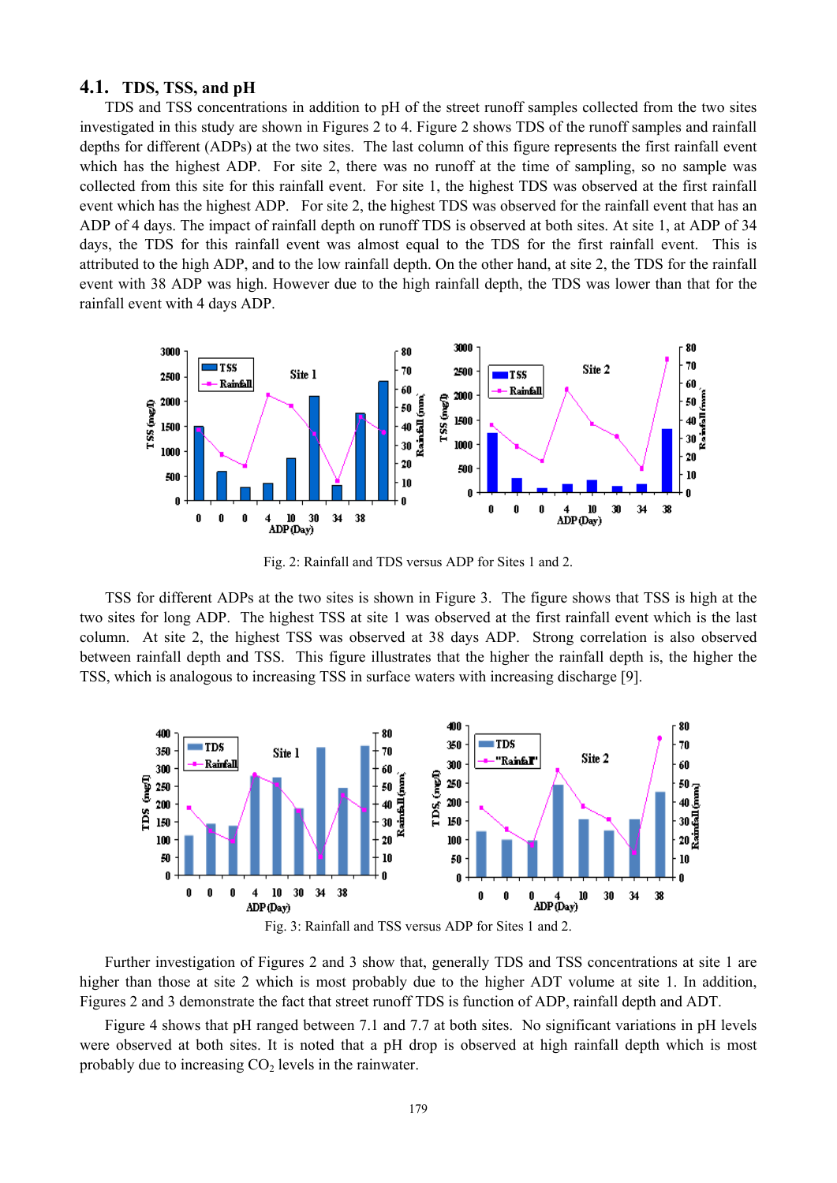## 4.1. TDS, TSS, and pH

TDS and TSS concentrations in addition to pH of the street runoff samples collected from the two sites investigated in this study are shown in Figures 2 to 4. Figure 2 shows TDS of the runoff samples and rainfall depths for different (ADPs) at the two sites. The last column of this figure represents the first rainfall event which has the highest ADP. For site 2, there was no runoff at the time of sampling, so no sample was collected from this site for this rainfall event. For site 1, the highest TDS was observed at the first rainfall event which has the highest ADP. For site 2, the highest TDS was observed for the rainfall event that has an ADP of 4 days. The impact of rainfall depth on runoff TDS is observed at both sites. At site 1, at ADP of 34 days, the TDS for this rainfall event was almost equal to the TDS for the first rainfall event. This is attributed to the high ADP, and to the low rainfall depth. On the other hand, at site 2, the TDS for the rainfall event with 38 ADP was high. However due to the high rainfall depth, the TDS was lower than that for the rainfall event with 4 days ADP.

Fig. 2: Rainfall and TDS versus ADP for Sites 1 and 2.

TSS for different ADPs at the two sites is shown in Figure 3. The figure shows that TSS is high at the two sites for long ADP. The highest TSS at site 1 was observed at the first rainfall event which is the last column. At site 2, the highest TSS was observed at 38 days ADP. Strong correlation is also observed between rainfall depth and TSS. This figure illustrates that the higher the rainfall depth is, the higher the TSS, which is analogous to increasing TSS in surface waters with increasing discharge [9].

Fig. 3: Rainfall and TSS versus ADP for Sites 1 and 2.

Further investigation of Figures 2 and 3 show that, generally TDS and TSS concentrations at site 1 are higher than those at site 2 which is most probably due to the higher ADT volume at site 1. In addition, Figures 2 and 3 demonstrate the fact that street runoff TDS is function of ADP, rainfall depth and ADT.

Figure 4 shows that pH ranged between 7.1 and 7.7 at both sites. No significant variations in pH levels were observed at both sites. It is noted that a pH drop is observed at high rainfall depth which is most probably due to increasing $CO_2$ levels in the rainwater.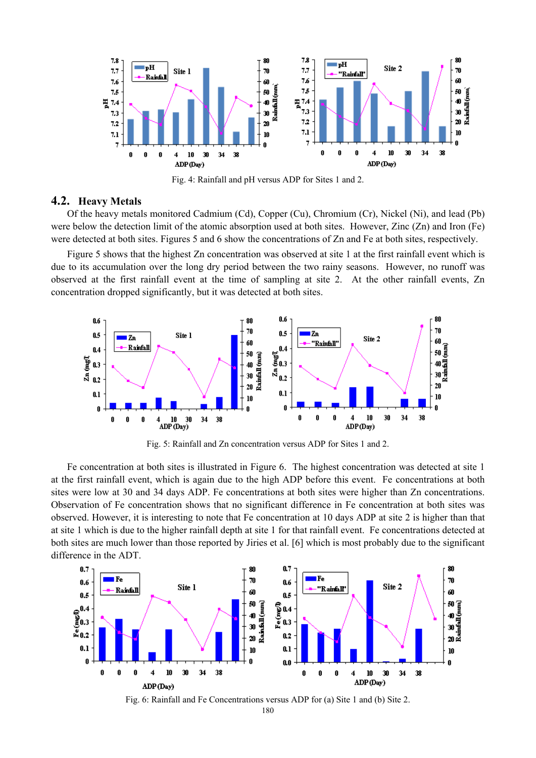Fig. 4: Rainfall and pH versus ADP for Sites 1 and 2.

## 4.2. Heavy Metals

Of the heavy metals monitored Cadmium (Cd), Copper (Cu), Chromium (Cr), Nickel (Ni), and lead (Pb) were below the detection limit of the atomic absorption used at both sites. However, Zinc (Zn) and Iron (Fe) were detected at both sites. Figures 5 and 6 show the concentrations of Zn and Fe at both sites, respectively.

Figure 5 shows that the highest Zn concentration was observed at site 1 at the first rainfall event which is due to its accumulation over the long dry period between the two rainy seasons. However, no runoff was observed at the first rainfall event at the time of sampling at site 2. At the other rainfall events, Zn concentration dropped significantly, but it was detected at both sites.

Fig. 5: Rainfall and Zn concentration versus ADP for Sites 1 and 2.

Fe concentration at both sites is illustrated in Figure 6. The highest concentration was detected at site 1 at the first rainfall event, which is again due to the high ADP before this event. Fe concentrations at both sites were low at 30 and 34 days ADP. Fe concentrations at both sites were higher than Zn concentrations. Observation of Fe concentration shows that no significant difference in Fe concentration at both sites was observed. However, it is interesting to note that Fe concentration at 10 days ADP at site 2 is higher than that at site 1 which is due to the higher rainfall depth at site 1 for that rainfall event. Fe concentrations detected at both sites are much lower than those reported by Jiries et al. [6] which is most probably due to the significant difference in the ADT.

Fig. 6: Rainfall and Fe Concentrations versus ADP for (a) Site 1 and (b) Site 2.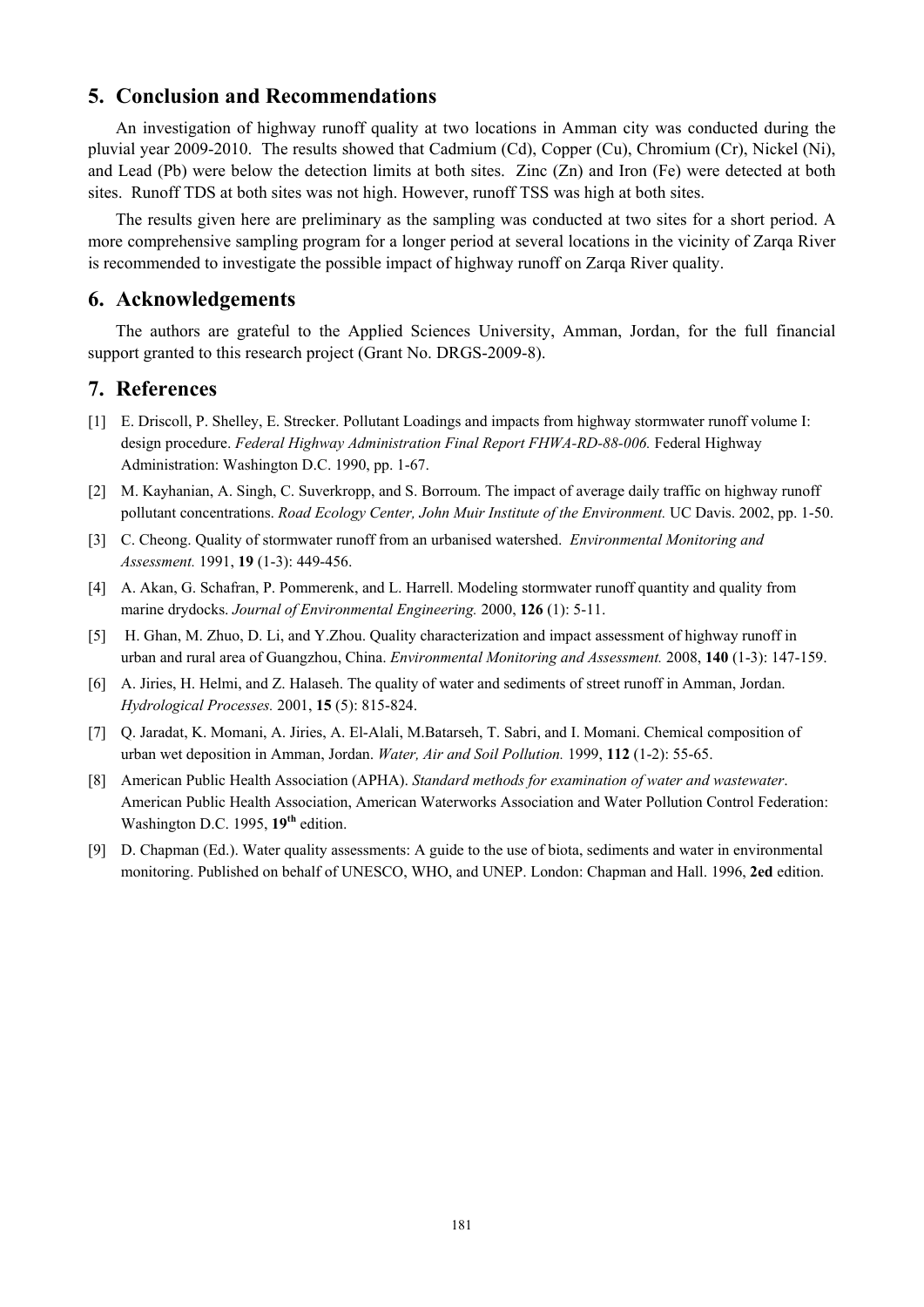## 5. Conclusion and Recommendations

An investigation of highway runoff quality at two locations in Amman city was conducted during the pluvial year 2009-2010. The results showed that Cadmium (Cd), Copper (Cu), Chromium (Cr), Nickel (Ni), and Lead (Pb) were below the detection limits at both sites. Zinc (Zn) and Iron (Fe) were detected at both sites. Runoff TDS at both sites was not high. However, runoff TSS was high at both sites.

The results given here are preliminary as the sampling was conducted at two sites for a short period. A more comprehensive sampling program for a longer period at several locations in the vicinity of Zarqa River is recommended to investigate the possible impact of highway runoff on Zarqa River quality.

## 6. Acknowledgements

The authors are grateful to the Applied Sciences University, Amman, Jordan, for the full financial support granted to this research project (Grant No. DRGS-2009-8).

## 7. References

[1] E. Driscoll, P. Shelley, E. Strecker. Pollutant Loadings and impacts from highway stormwater runoff volume I: design procedure. *Federal Highway Administration Final Report FHWA-RD-88-006.* Federal Highway Administration: Washington D.C. 1990, pp. 1-67.

[2] M. Kayhanian, A. Singh, C. Suverkropp, and S. Borroum. The impact of average daily traffic on highway runoff pollutant concentrations. *Road Ecology Center, John Muir Institute of the Environment.* UC Davis. 2002, pp. 1-50.

[3] C. Cheong. Quality of stormwater runoff from an urbanised watershed. *Environmental Monitoring and Assessment.* 1991, **19** (1-3): 449-456.

[4] A. Akan, G. Schafran, P. Pommerenk, and L. Harrell. Modeling stormwater runoff quantity and quality from marine drydocks. *Journal of Environmental Engineering.* 2000, **126** (1): 5-11.

[5] H. Ghan, M. Zhuo, D. Li, and Y.Zhou. Quality characterization and impact assessment of highway runoff in urban and rural area of Guangzhou, China. *Environmental Monitoring and Assessment.* 2008, **140** (1-3): 147-159.

[6] A. Jiries, H. Helmi, and Z. Halaseh. The quality of water and sediments of street runoff in Amman, Jordan. *Hydrological Processes.* 2001, **15** (5): 815-824.

[7] Q. Jaradat, K. Momani, A. Jiries, A. El-Alali, M.Batarseh, T. Sabri, and I. Momani. Chemical composition of urban wet deposition in Amman, Jordan. *Water, Air and Soil Pollution.* 1999, **112** (1-2): 55-65.

[8] American Public Health Association (APHA). *Standard methods for examination of water and wastewater*. American Public Health Association, American Waterworks Association and Water Pollution Control Federation: Washington D.C. 1995, **19th** edition.

[9] D. Chapman (Ed.). Water quality assessments: A guide to the use of biota, sediments and water in environmental monitoring. Published on behalf of UNESCO, WHO, and UNEP. London: Chapman and Hall. 1996, **2ed** edition.